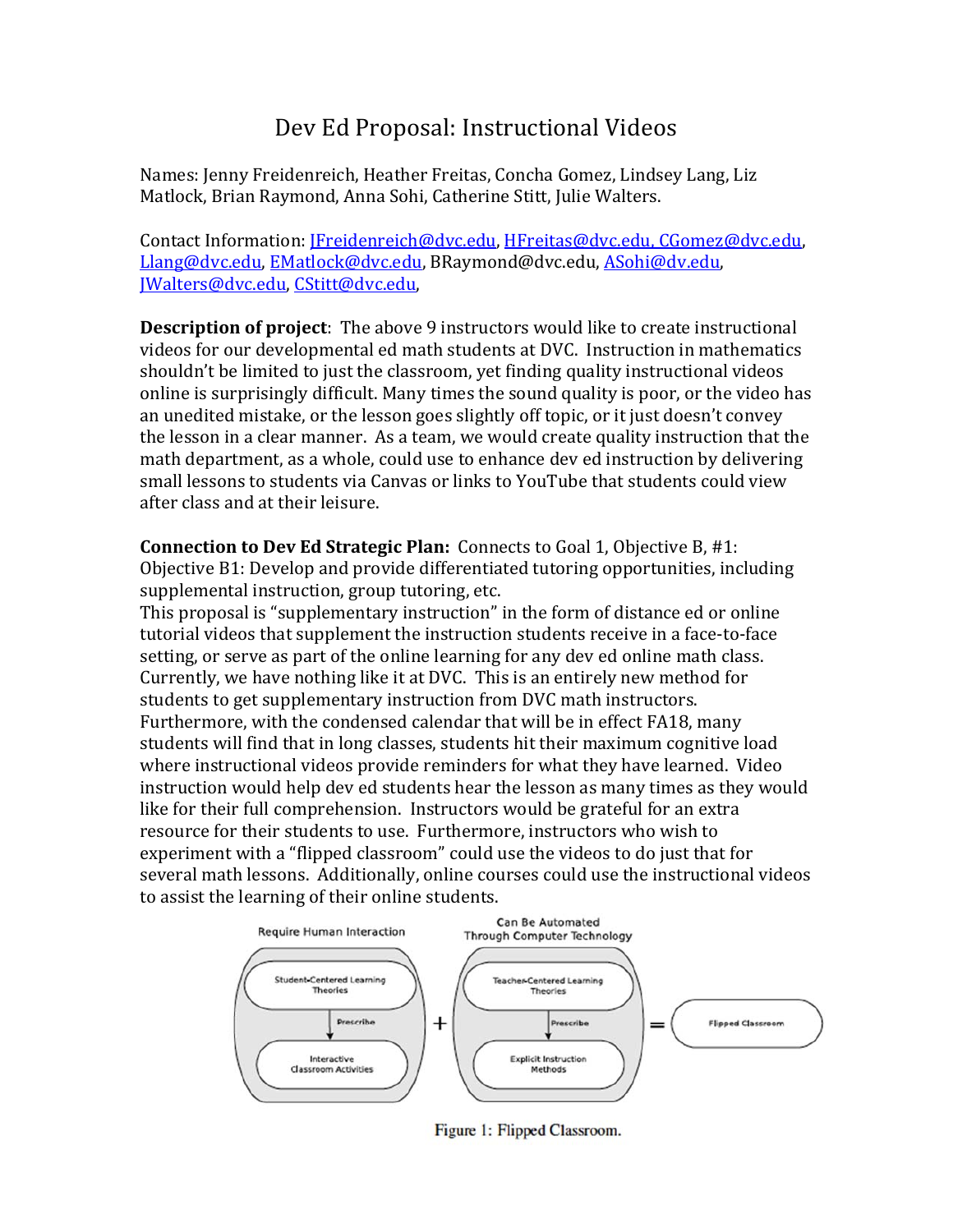# Dev Ed Proposal: Instructional Videos

Names: Jenny Freidenreich, Heather Freitas, Concha Gomez, Lindsey Lang, Liz Matlock, Brian Raymond, Anna Sohi, Catherine Stitt, Julie Walters.

Contact Information: JFreidenreich@dvc.edu, HFreitas@dvc.edu, CGomez@dvc.edu, Llang@dvc.edu, EMatlock@dvc.edu, BRaymond@dvc.edu, ASohi@dv.edu, JWalters@dvc.edu, CStitt@dvc.edu,

**Description of project**: The above 9 instructors would like to create instructional videos for our developmental ed math students at DVC. Instruction in mathematics shouldn't be limited to just the classroom, yet finding quality instructional videos online is surprisingly difficult. Many times the sound quality is poor, or the video has an unedited mistake, or the lesson goes slightly off topic, or it just doesn't convey the lesson in a clear manner. As a team, we would create quality instruction that the math department, as a whole, could use to enhance dev ed instruction by delivering small lessons to students via Canvas or links to YouTube that students could view after class and at their leisure.

**Connection to Dev Ed Strategic Plan:** Connects to Goal 1, Objective B, #1: Objective B1: Develop and provide differentiated tutoring opportunities, including supplemental instruction, group tutoring, etc.
This proposal is "supplementary instruction" in the form of distance ed or online tutorial videos that supplement the instruction students receive in a face-to-face setting, or serve as part of the online learning for any dev ed online math class. Currently, we have nothing like it at DVC. This is an entirely new method for students to get supplementary instruction from DVC math instructors. Furthermore, with the condensed calendar that will be in effect FA18, many students will find that in long classes, students hit their maximum cognitive load where instructional videos provide reminders for what they have learned. Video instruction would help dev ed students hear the lesson as many times as they would like for their full comprehension. Instructors would be grateful for an extra resource for their students to use. Furthermore, instructors who wish to experiment with a "flipped classroom" could use the videos to do just that for several math lessons. Additionally, online courses could use the instructional videos to assist the learning of their online students.

Require Human Interaction: Student-Centered Learning Theories → Prescribe → Interactive Classroom Activities

+

Can Be Automated Through Computer Technology: Teacher-Centered Learning Theories → Prescribe → Explicit Instruction Methods

= Flipped Classroom

Figure 1: Flipped Classroom.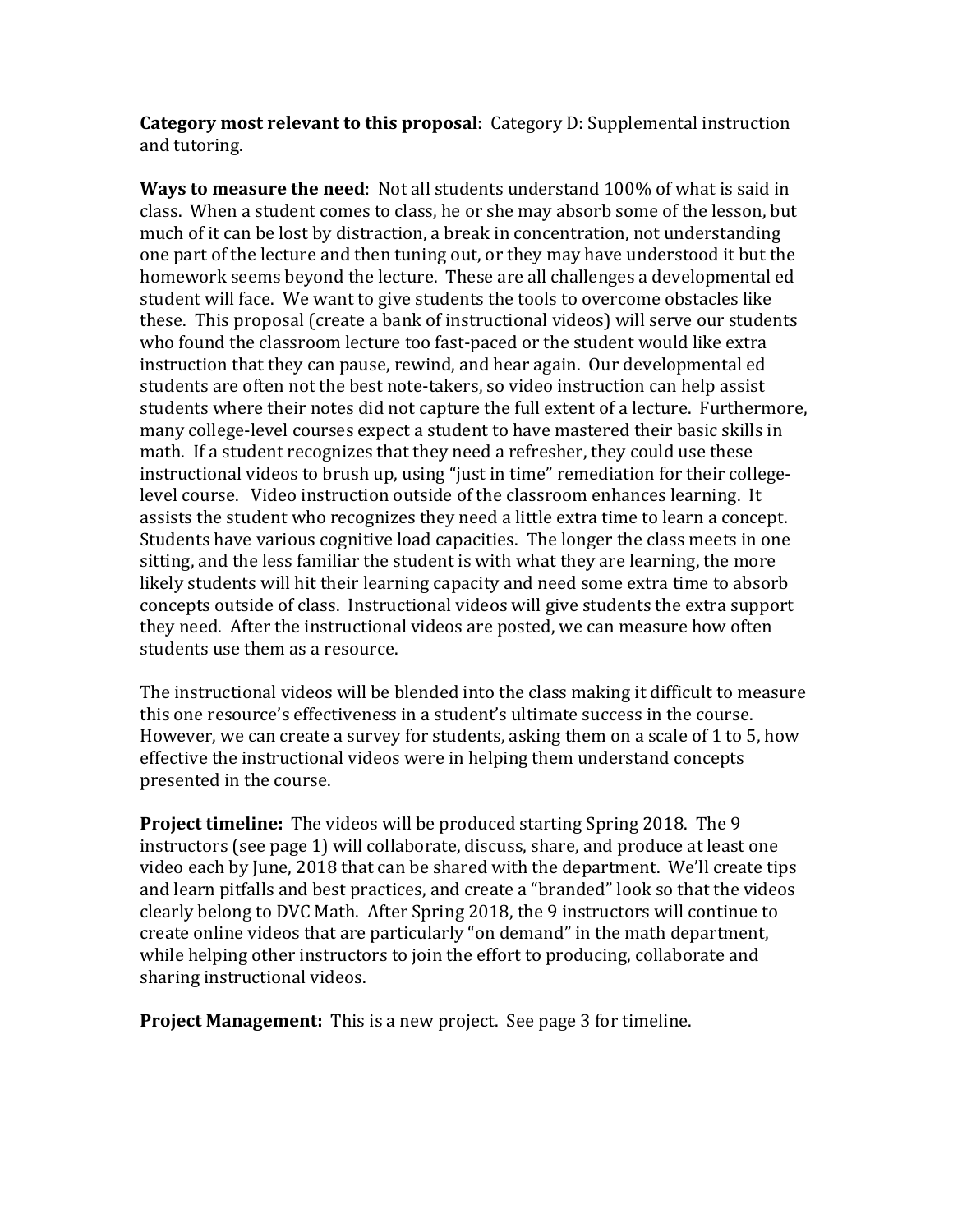**Category most relevant to this proposal**: Category D: Supplemental instruction and tutoring.

**Ways to measure the need**: Not all students understand 100% of what is said in class. When a student comes to class, he or she may absorb some of the lesson, but much of it can be lost by distraction, a break in concentration, not understanding one part of the lecture and then tuning out, or they may have understood it but the homework seems beyond the lecture. These are all challenges a developmental ed student will face. We want to give students the tools to overcome obstacles like these. This proposal (create a bank of instructional videos) will serve our students who found the classroom lecture too fast-paced or the student would like extra instruction that they can pause, rewind, and hear again. Our developmental ed students are often not the best note-takers, so video instruction can help assist students where their notes did not capture the full extent of a lecture. Furthermore, many college-level courses expect a student to have mastered their basic skills in math. If a student recognizes that they need a refresher, they could use these instructional videos to brush up, using "just in time" remediation for their college-level course. Video instruction outside of the classroom enhances learning. It assists the student who recognizes they need a little extra time to learn a concept. Students have various cognitive load capacities. The longer the class meets in one sitting, and the less familiar the student is with what they are learning, the more likely students will hit their learning capacity and need some extra time to absorb concepts outside of class. Instructional videos will give students the extra support they need. After the instructional videos are posted, we can measure how often students use them as a resource.

The instructional videos will be blended into the class making it difficult to measure this one resource's effectiveness in a student's ultimate success in the course. However, we can create a survey for students, asking them on a scale of 1 to 5, how effective the instructional videos were in helping them understand concepts presented in the course.

**Project timeline:** The videos will be produced starting Spring 2018. The 9 instructors (see page 1) will collaborate, discuss, share, and produce at least one video each by June, 2018 that can be shared with the department. We'll create tips and learn pitfalls and best practices, and create a "branded" look so that the videos clearly belong to DVC Math. After Spring 2018, the 9 instructors will continue to create online videos that are particularly "on demand" in the math department, while helping other instructors to join the effort to producing, collaborate and sharing instructional videos.

**Project Management:** This is a new project. See page 3 for timeline.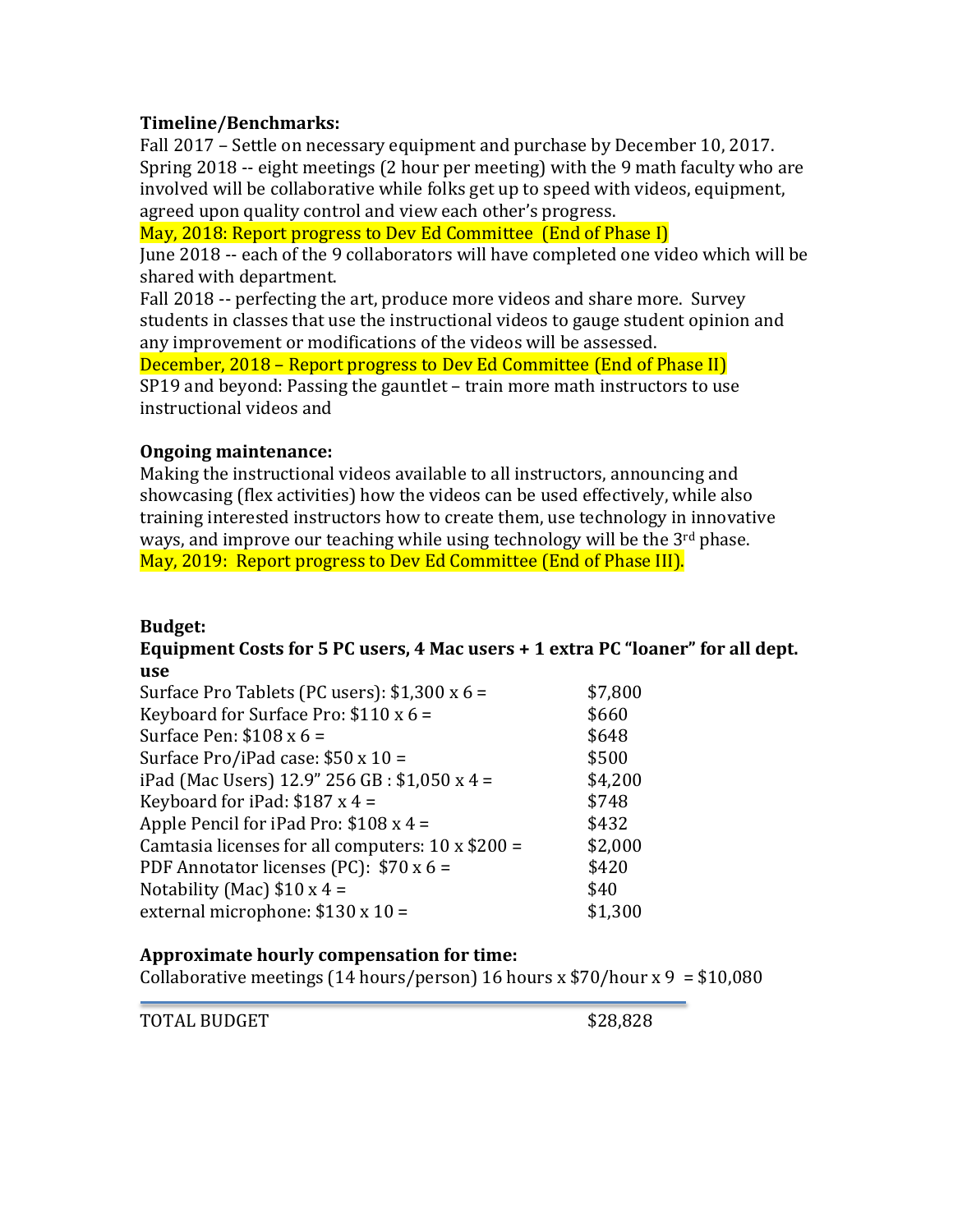**Timeline/Benchmarks:**

Fall 2017 – Settle on necessary equipment and purchase by December 10, 2017.
Spring 2018 -- eight meetings (2 hour per meeting) with the 9 math faculty who are involved will be collaborative while folks get up to speed with videos, equipment, agreed upon quality control and view each other's progress.
May, 2018: Report progress to Dev Ed Committee (End of Phase I)
June 2018 -- each of the 9 collaborators will have completed one video which will be shared with department.
Fall 2018 -- perfecting the art, produce more videos and share more. Survey students in classes that use the instructional videos to gauge student opinion and any improvement or modifications of the videos will be assessed.
December, 2018 – Report progress to Dev Ed Committee (End of Phase II)
SP19 and beyond: Passing the gauntlet – train more math instructors to use instructional videos and

**Ongoing maintenance:**

Making the instructional videos available to all instructors, announcing and showcasing (flex activities) how the videos can be used effectively, while also training interested instructors how to create them, use technology in innovative ways, and improve our teaching while using technology will be the 3rd phase.
May, 2019: Report progress to Dev Ed Committee (End of Phase III).

**Budget:**

**Equipment Costs for 5 PC users, 4 Mac users + 1 extra PC "loaner" for all dept. use**

| | |
|---|---|
| Surface Pro Tablets (PC users): $1,300 x 6 = | $7,800 |
| Keyboard for Surface Pro: $110 x 6 = | $660 |
| Surface Pen: $108 x 6 = | $648 |
| Surface Pro/iPad case: $50 x 10 = | $500 |
| iPad (Mac Users) 12.9" 256 GB : $1,050 x 4 = | $4,200 |
| Keyboard for iPad: $187 x 4 = | $748 |
| Apple Pencil for iPad Pro: $108 x 4 = | $432 |
| Camtasia licenses for all computers: 10 x $200 = | $2,000 |
| PDF Annotator licenses (PC): $70 x 6 = | $420 |
| Notability (Mac) $10 x 4 = | $40 |
| external microphone: $130 x 10 = | $1,300 |

**Approximate hourly compensation for time:**

Collaborative meetings (14 hours/person) 16 hours x $70/hour x 9 = $10,080

---

TOTAL BUDGET $28,828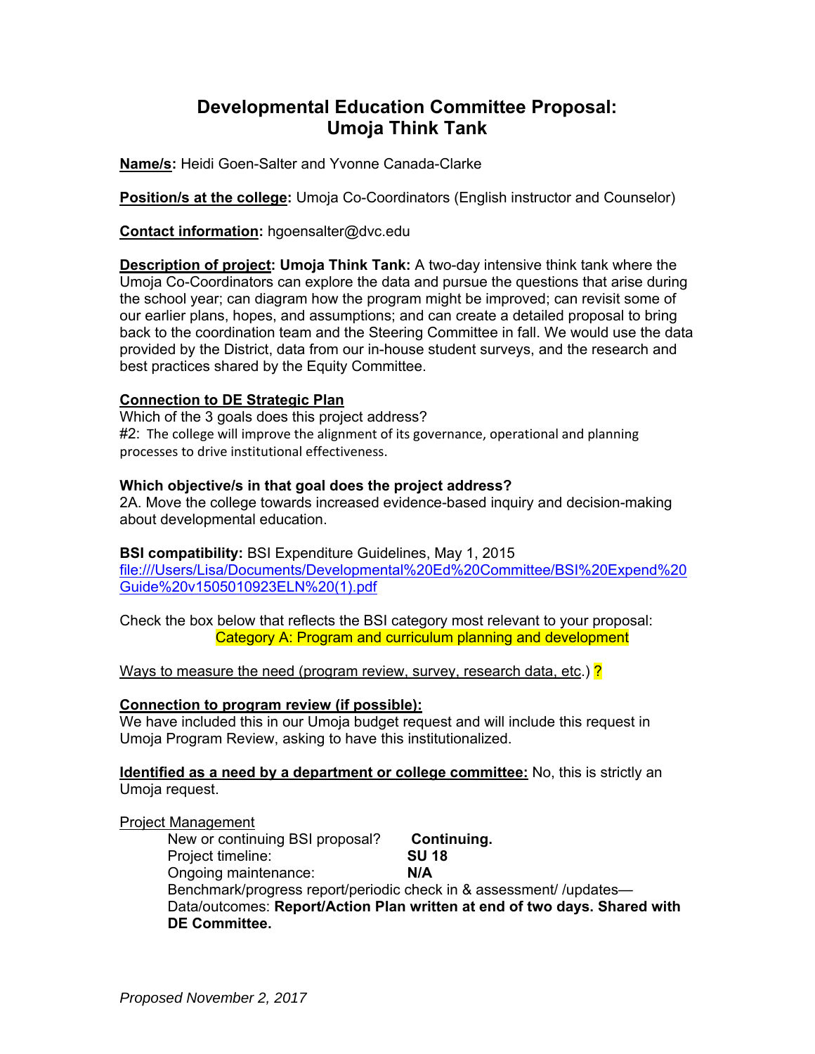# Developmental Education Committee Proposal: Umoja Think Tank

**Name/s:** Heidi Goen-Salter and Yvonne Canada-Clarke

**Position/s at the college:** Umoja Co-Coordinators (English instructor and Counselor)

**Contact information:** hgoensalter@dvc.edu

**Description of project: Umoja Think Tank:** A two-day intensive think tank where the Umoja Co-Coordinators can explore the data and pursue the questions that arise during the school year; can diagram how the program might be improved; can revisit some of our earlier plans, hopes, and assumptions; and can create a detailed proposal to bring back to the coordination team and the Steering Committee in fall. We would use the data provided by the District, data from our in-house student surveys, and the research and best practices shared by the Equity Committee.

**Connection to DE Strategic Plan**

Which of the 3 goals does this project address?

#2: The college will improve the alignment of its governance, operational and planning processes to drive institutional effectiveness.

**Which objective/s in that goal does the project address?**

2A. Move the college towards increased evidence-based inquiry and decision-making about developmental education.

**BSI compatibility:** BSI Expenditure Guidelines, May 1, 2015
file:///Users/Lisa/Documents/Developmental%20Ed%20Committee/BSI%20Expend%20Guide%20v1505010923ELN%20(1).pdf

Check the box below that reflects the BSI category most relevant to your proposal:

Category A: Program and curriculum planning and development

Ways to measure the need (program review, survey, research data, etc.) ?

**Connection to program review (if possible):**

We have included this in our Umoja budget request and will include this request in Umoja Program Review, asking to have this institutionalized.

**Identified as a need by a department or college committee:** No, this is strictly an Umoja request.

Project Management

- New or continuing BSI proposal? **Continuing.**
- Project timeline: **SU 18**
- Ongoing maintenance: **N/A**
- Benchmark/progress report/periodic check in & assessment/ /updates—
- Data/outcomes: **Report/Action Plan written at end of two days. Shared with DE Committee.**

*Proposed November 2, 2017*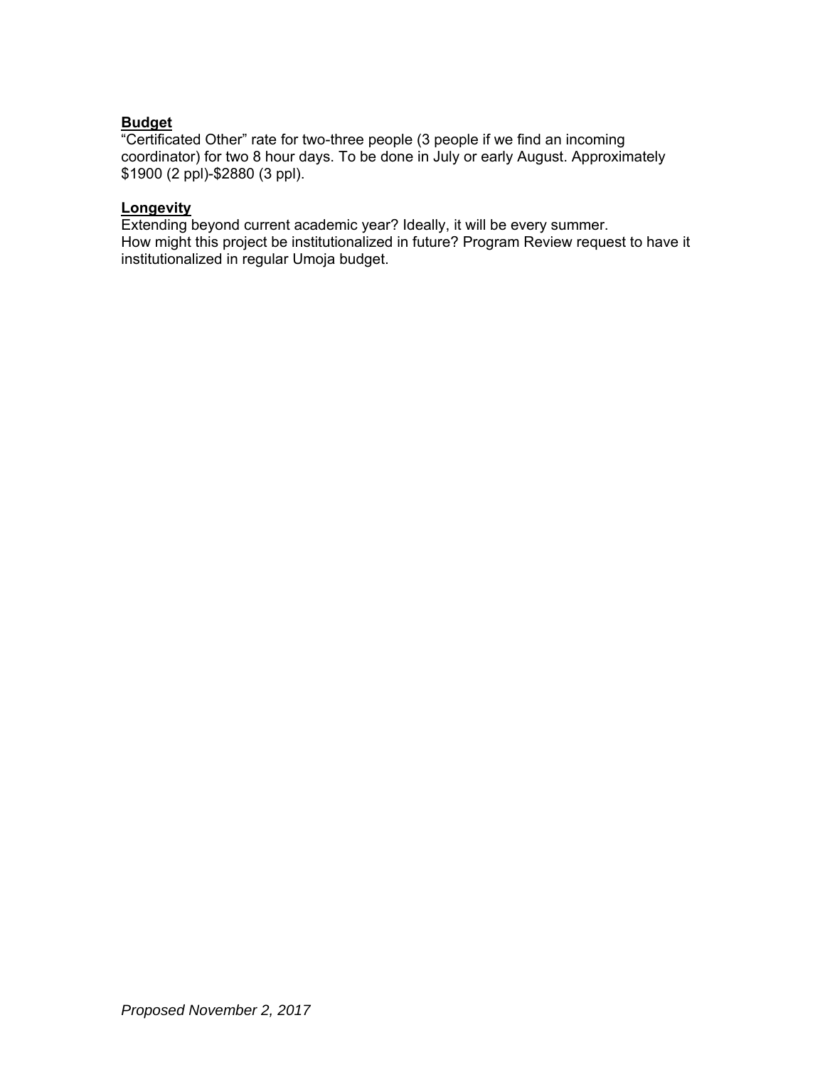**Budget**

"Certificated Other" rate for two-three people (3 people if we find an incoming coordinator) for two 8 hour days. To be done in July or early August. Approximately $1900 (2 ppl)-$2880 (3 ppl).

**Longevity**

Extending beyond current academic year? Ideally, it will be every summer.
How might this project be institutionalized in future? Program Review request to have it institutionalized in regular Umoja budget.

*Proposed November 2, 2017*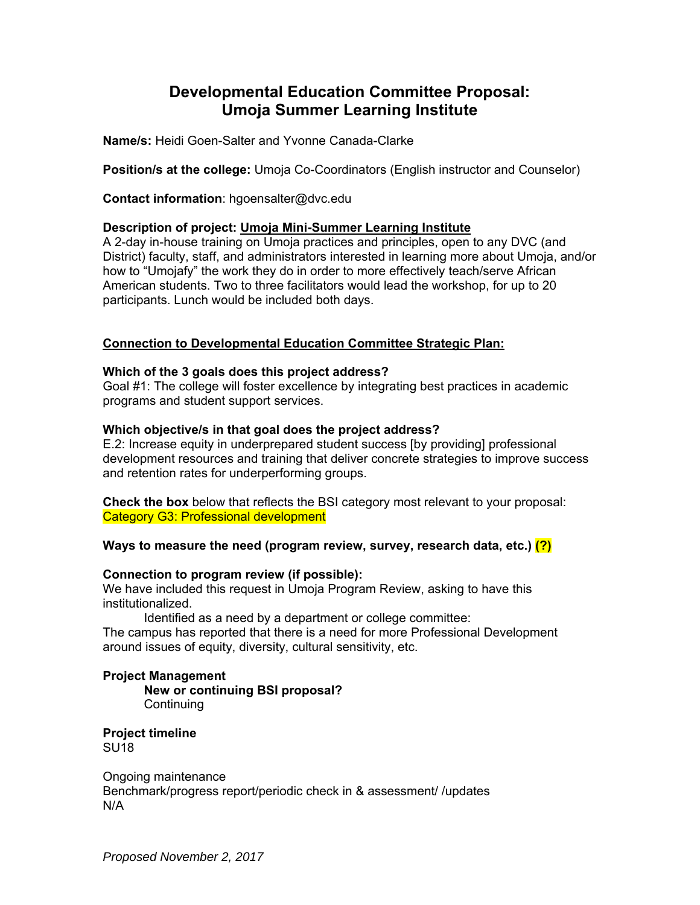# Developmental Education Committee Proposal: Umoja Summer Learning Institute

**Name/s:** Heidi Goen-Salter and Yvonne Canada-Clarke

**Position/s at the college:** Umoja Co-Coordinators (English instructor and Counselor)

**Contact information**: hgoensalter@dvc.edu

**Description of project: Umoja Mini-Summer Learning Institute**
A 2-day in-house training on Umoja practices and principles, open to any DVC (and District) faculty, staff, and administrators interested in learning more about Umoja, and/or how to "Umojafy" the work they do in order to more effectively teach/serve African American students. Two to three facilitators would lead the workshop, for up to 20 participants. Lunch would be included both days.

**Connection to Developmental Education Committee Strategic Plan:**

**Which of the 3 goals does this project address?**
Goal #1: The college will foster excellence by integrating best practices in academic programs and student support services.

**Which objective/s in that goal does the project address?**
E.2: Increase equity in underprepared student success [by providing] professional development resources and training that deliver concrete strategies to improve success and retention rates for underperforming groups.

**Check the box** below that reflects the BSI category most relevant to your proposal:
Category G3: Professional development

**Ways to measure the need (program review, survey, research data, etc.) (?)**

**Connection to program review (if possible):**
We have included this request in Umoja Program Review, asking to have this institutionalized.

Identified as a need by a department or college committee:
The campus has reported that there is a need for more Professional Development around issues of equity, diversity, cultural sensitivity, etc.

**Project Management**

**New or continuing BSI proposal?**
Continuing

**Project timeline**
SU18

Ongoing maintenance
Benchmark/progress report/periodic check in & assessment/ /updates
N/A

*Proposed November 2, 2017*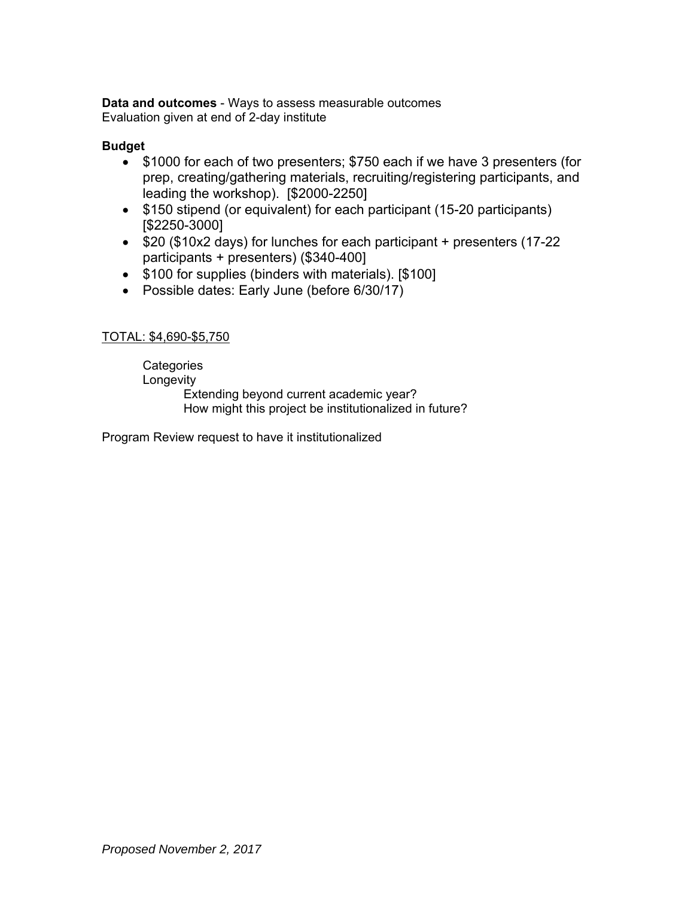**Data and outcomes** - Ways to assess measurable outcomes
Evaluation given at end of 2-day institute

**Budget**

- $1000 for each of two presenters; $750 each if we have 3 presenters (for prep, creating/gathering materials, recruiting/registering participants, and leading the workshop). [$2000-2250]
- $150 stipend (or equivalent) for each participant (15-20 participants) [$2250-3000]
- $20 ($10x2 days) for lunches for each participant + presenters (17-22 participants + presenters) ($340-400]
- $100 for supplies (binders with materials). [$100]
- Possible dates: Early June (before 6/30/17)

<u>TOTAL: $4,690-$5,750</u>

Categories
Longevity
Extending beyond current academic year?
How might this project be institutionalized in future?

Program Review request to have it institutionalized

*Proposed November 2, 2017*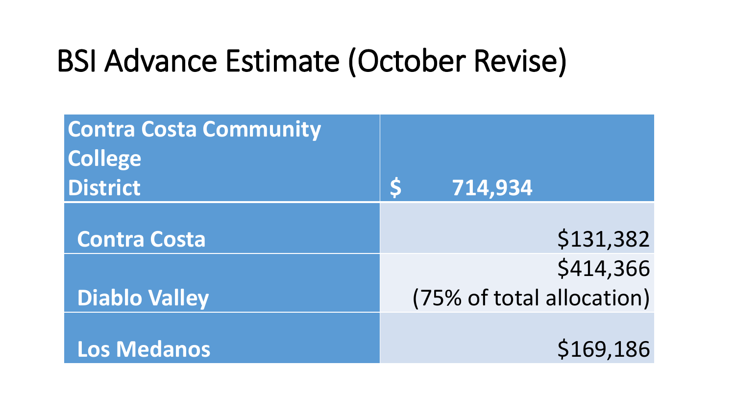# BSI Advance Estimate (October Revise)

| Contra Costa Community College District | $ 714,934 |
| --- | --- |
| Contra Costa | $131,382 |
| Diablo Valley | $414,366 (75% of total allocation) |
| Los Medanos | $169,186 |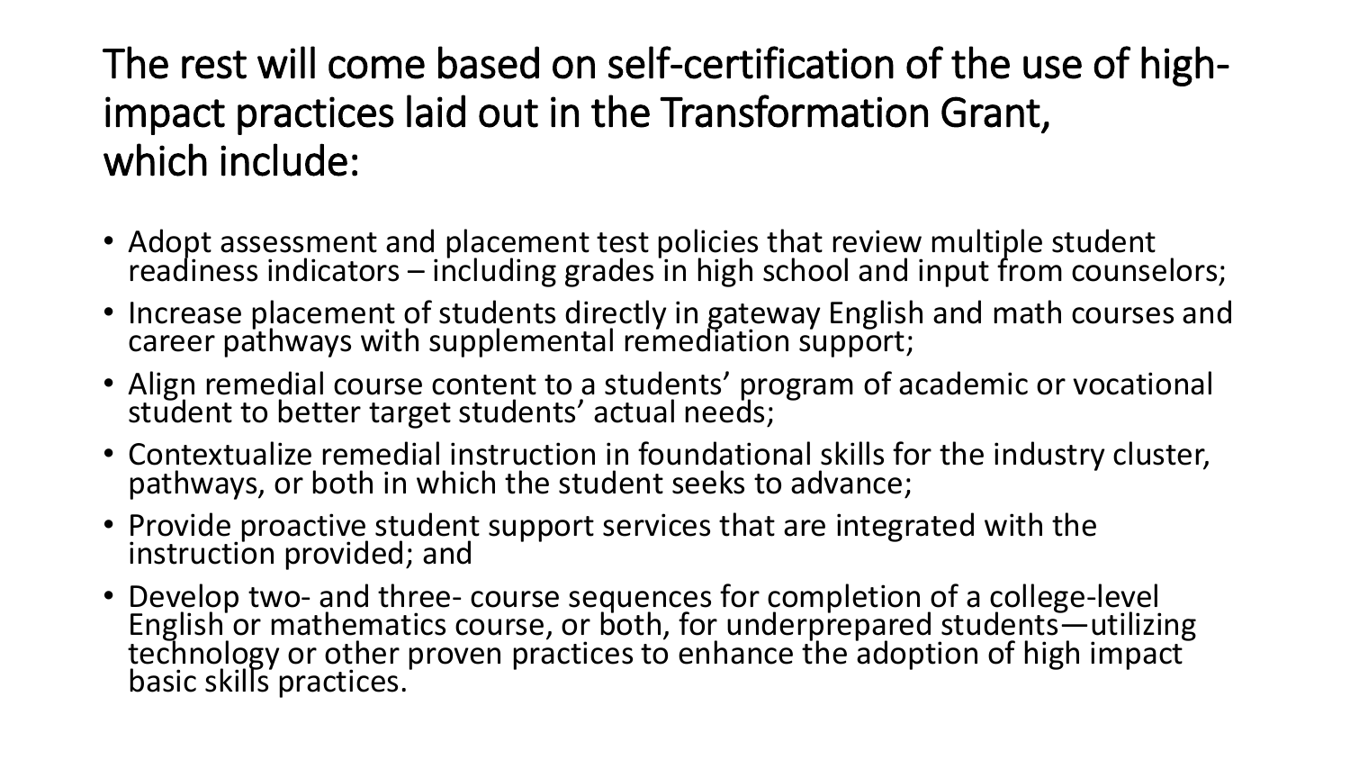# The rest will come based on self-certification of the use of high-impact practices laid out in the Transformation Grant, which include:

- Adopt assessment and placement test policies that review multiple student readiness indicators – including grades in high school and input from counselors;
- Increase placement of students directly in gateway English and math courses and career pathways with supplemental remediation support;
- Align remedial course content to a students' program of academic or vocational student to better target students' actual needs;
- Contextualize remedial instruction in foundational skills for the industry cluster, pathways, or both in which the student seeks to advance;
- Provide proactive student support services that are integrated with the instruction provided; and
- Develop two- and three- course sequences for completion of a college-level English or mathematics course, or both, for underprepared students—utilizing technology or other proven practices to enhance the adoption of high impact basic skills practices.